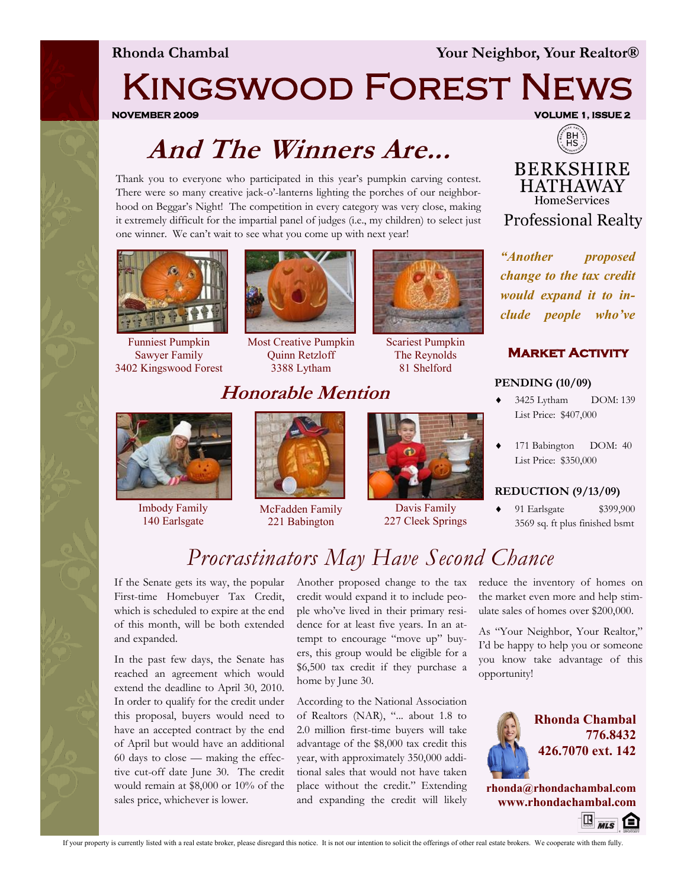**Rhonda Chambal** **Your Neighbor, Your Realtor®**

# Kingswood Forest News

**NOVEMBER 2009** **VOLUME 1, ISSUE 2**

## And The Winners Are...

Thank you to everyone who participated in this year's pumpkin carving contest. There were so many creative jack-o'-lanterns lighting the porches of our neighborhood on Beggar's Night! The competition in every category was very close, making it extremely difficult for the impartial panel of judges (i.e., my children) to select just one winner. We can't wait to see what you come up with next year!

Funniest Pumpkin
Sawyer Family
3402 Kingswood Forest

Most Creative Pumpkin
Quinn Retzloff
3388 Lytham

Scariest Pumpkin
The Reynolds
81 Shelford

### Honorable Mention

Imbody Family
140 Earlsgate

McFadden Family
221 Babington

Davis Family
227 Cleek Springs

## Procrastinators May Have Second Chance

If the Senate gets its way, the popular First-time Homebuyer Tax Credit, which is scheduled to expire at the end of this month, will be both extended and expanded.

In the past few days, the Senate has reached an agreement which would extend the deadline to April 30, 2010. In order to qualify for the credit under this proposal, buyers would need to have an accepted contract by the end of April but would have an additional 60 days to close — making the effective cut-off date June 30. The credit would remain at $8,000 or 10% of the sales price, whichever is lower.

Another proposed change to the tax credit would expand it to include people who've lived in their primary residence for at least five years. In an attempt to encourage "move up" buyers, this group would be eligible for a $6,500 tax credit if they purchase a home by June 30.

According to the National Association of Realtors (NAR), "... about 1.8 to 2.0 million first-time buyers will take advantage of the $8,000 tax credit this year, with approximately 350,000 additional sales that would not have taken place without the credit." Extending and expanding the credit will likely reduce the inventory of homes on the market even more and help stimulate sales of homes over $200,000.

As "Your Neighbor, Your Realtor," I'd be happy to help you or someone you know take advantage of this opportunity!

---

BERKSHIRE HATHAWAY HomeServices
Professional Realty

*"Another proposed change to the tax credit would expand it to include people who've*

### Market Activity

**PENDING (10/09)**

- 3425 Lytham DOM: 139
  List Price: $407,000
- 171 Babington DOM: 40
  List Price: $350,000

**REDUCTION (9/13/09)**

- 91 Earlsgate $399,900
  3569 sq. ft plus finished bsmt

**Rhonda Chambal**
**776.8432**
**426.7070 ext. 142**

**rhonda@rhondachambal.com**
**www.rhondachambal.com**

If your property is currently listed with a real estate broker, please disregard this notice. It is not our intention to solicit the offerings of other real estate brokers. We cooperate with them fully.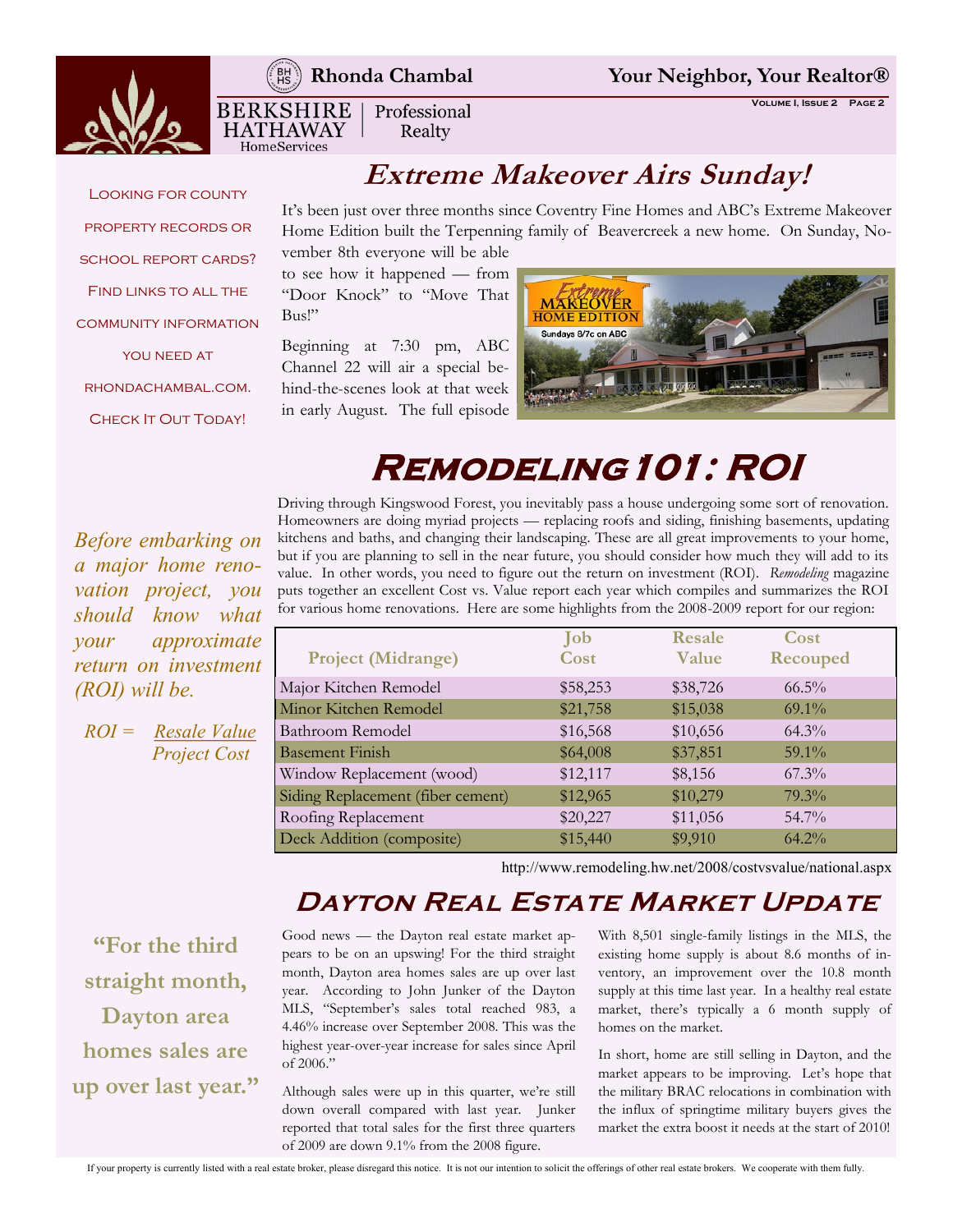Rhonda Chambal

BERKSHIRE HATHAWAY HomeServices | Professional Realty

Your Neighbor, Your Realtor®

# Extreme Makeover Airs Sunday!

It's been just over three months since Coventry Fine Homes and ABC's Extreme Makeover Home Edition built the Terpenning family of Beavercreek a new home. On Sunday, November 8th everyone will be able to see how it happened — from "Door Knock" to "Move That Bus!"

Beginning at 7:30 pm, ABC Channel 22 will air a special behind-the-scenes look at that week in early August. The full episode

LOOKING FOR COUNTY PROPERTY RECORDS OR SCHOOL REPORT CARDS? FIND LINKS TO ALL THE COMMUNITY INFORMATION YOU NEED AT RHONDACHAMBAL.COM. CHECK IT OUT TODAY!

# Remodeling 101: ROI

*Before embarking on a major home renovation project, you should know what your approximate return on investment (ROI) will be.*

$$ROI = \frac{\text{Resale Value}}{\text{Project Cost}}$$

Driving through Kingswood Forest, you inevitably pass a house undergoing some sort of renovation. Homeowners are doing myriad projects — replacing roofs and siding, finishing basements, updating kitchens and baths, and changing their landscaping. These are all great improvements to your home, but if you are planning to sell in the near future, you should consider how much they will add to its value. In other words, you need to figure out the return on investment (ROI). *Remodeling* magazine puts together an excellent Cost vs. Value report each year which compiles and summarizes the ROI for various home renovations. Here are some highlights from the 2008-2009 report for our region:

| Project (Midrange) | Job Cost | Resale Value | Cost Recouped |
|---|---|---|---|
| Major Kitchen Remodel | $58,253 | $38,726 | 66.5% |
| Minor Kitchen Remodel | $21,758 | $15,038 | 69.1% |
| Bathroom Remodel | $16,568 | $10,656 | 64.3% |
| Basement Finish | $64,008 | $37,851 | 59.1% |
| Window Replacement (wood) | $12,117 | $8,156 | 67.3% |
| Siding Replacement (fiber cement) | $12,965 | $10,279 | 79.3% |
| Roofing Replacement | $20,227 | $11,056 | 54.7% |
| Deck Addition (composite) | $15,440 | $9,910 | 64.2% |

http://www.remodeling.hw.net/2008/costvsvalue/national.aspx

# Dayton Real Estate Market Update

**"For the third straight month, Dayton area homes sales are up over last year."**

Good news — the Dayton real estate market appears to be on an upswing! For the third straight month, Dayton area homes sales are up over last year. According to John Junker of the Dayton MLS, "September's sales total reached 983, a 4.46% increase over September 2008. This was the highest year-over-year increase for sales since April of 2006."

Although sales were up in this quarter, we're still down overall compared with last year. Junker reported that total sales for the first three quarters of 2009 are down 9.1% from the 2008 figure.

With 8,501 single-family listings in the MLS, the existing home supply is about 8.6 months of inventory, an improvement over the 10.8 month supply at this time last year. In a healthy real estate market, there's typically a 6 month supply of homes on the market.

In short, home are still selling in Dayton, and the market appears to be improving. Let's hope that the military BRAC relocations in combination with the influx of springtime military buyers gives the market the extra boost it needs at the start of 2010!

If your property is currently listed with a real estate broker, please disregard this notice. It is not our intention to solicit the offerings of other real estate brokers. We cooperate with them fully.